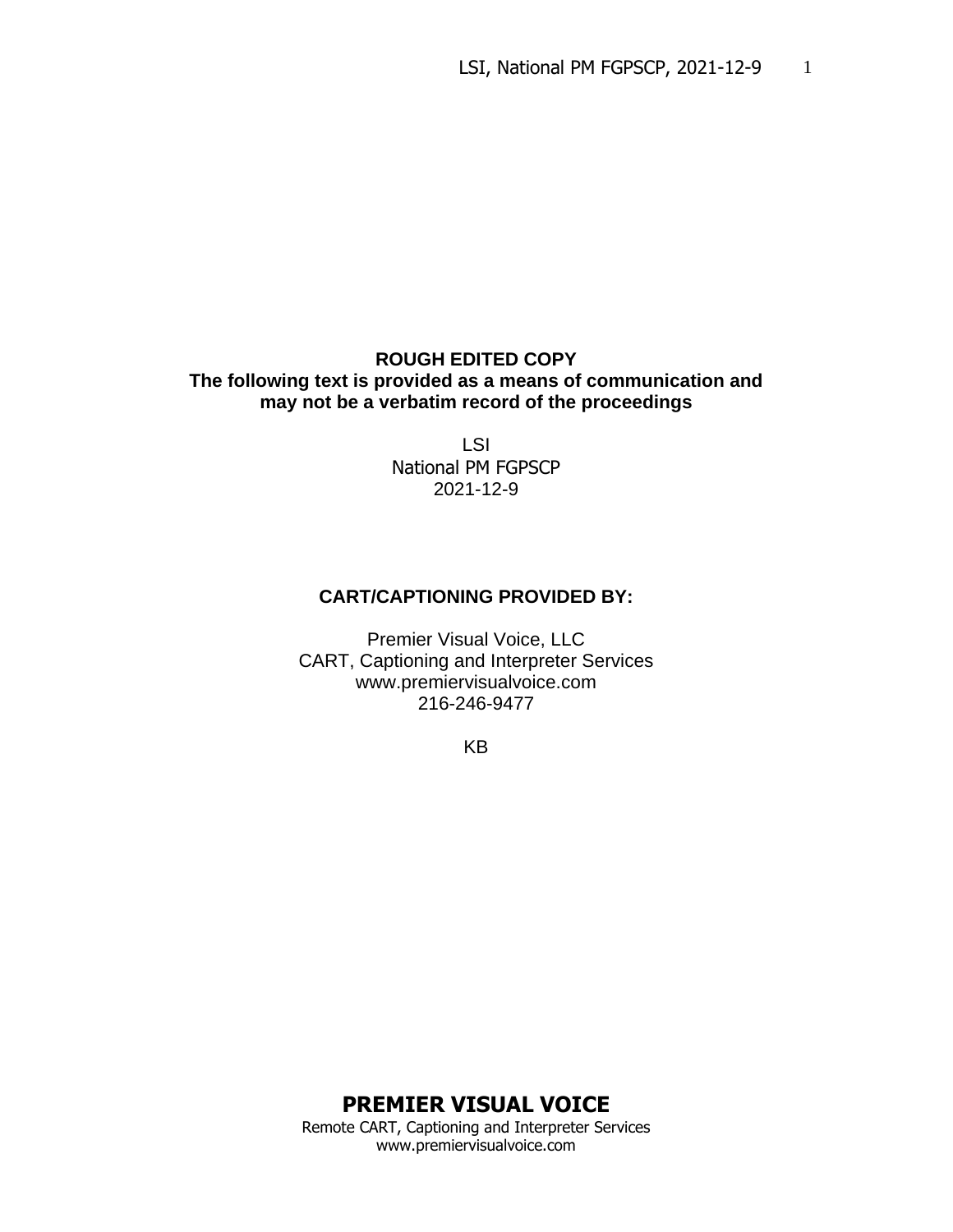**ROUGH EDITED COPY**
**The following text is provided as a means of communication and may not be a verbatim record of the proceedings**

LSI
National PM FGPSCP
2021-12-9

**CART/CAPTIONING PROVIDED BY:**

Premier Visual Voice, LLC
CART, Captioning and Interpreter Services
www.premiervisualvoice.com
216-246-9477

KB

**PREMIER VISUAL VOICE**
Remote CART, Captioning and Interpreter Services
www.premiervisualvoice.com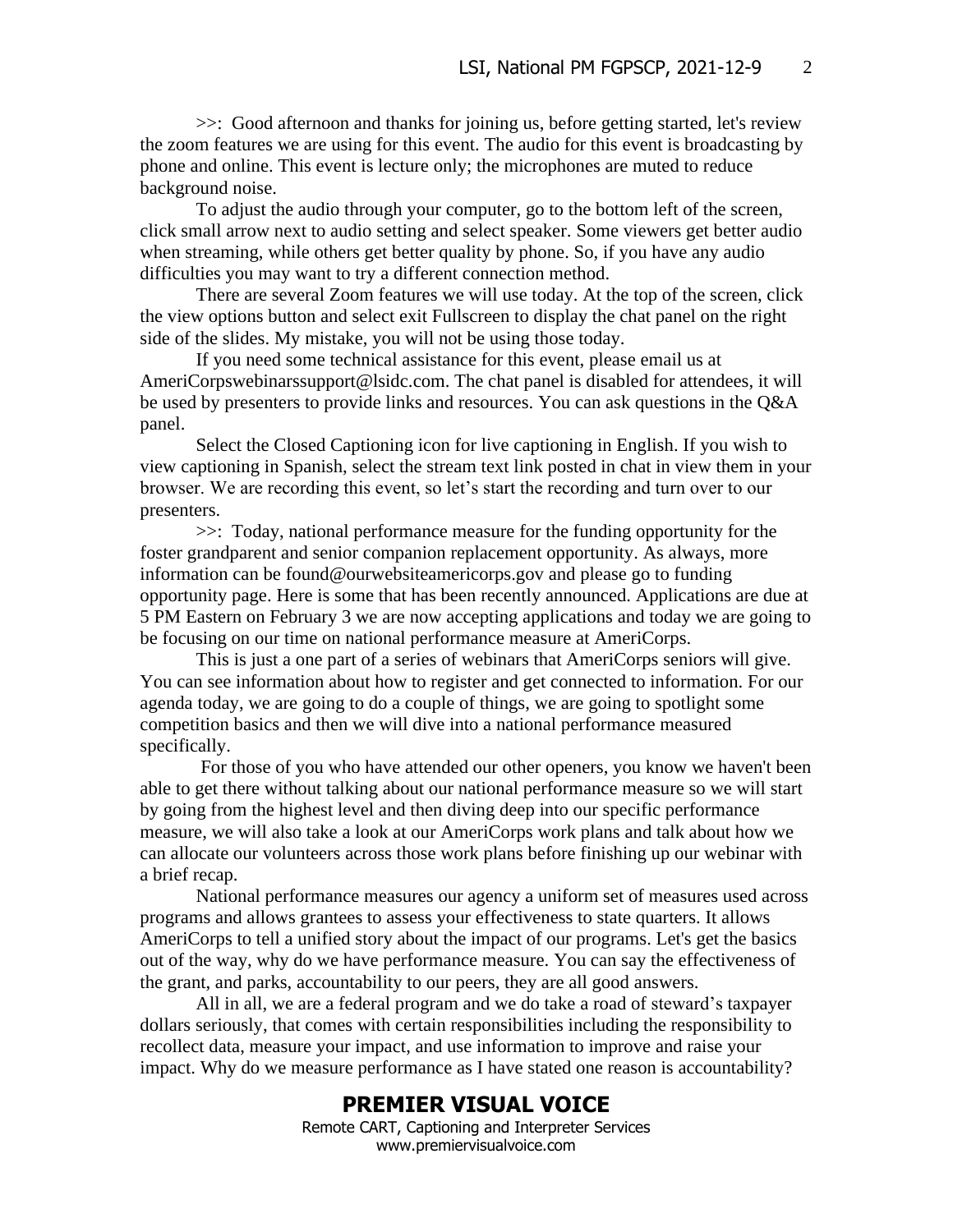>>: Good afternoon and thanks for joining us, before getting started, let's review the zoom features we are using for this event. The audio for this event is broadcasting by phone and online. This event is lecture only; the microphones are muted to reduce background noise.

To adjust the audio through your computer, go to the bottom left of the screen, click small arrow next to audio setting and select speaker. Some viewers get better audio when streaming, while others get better quality by phone. So, if you have any audio difficulties you may want to try a different connection method.

There are several Zoom features we will use today. At the top of the screen, click the view options button and select exit Fullscreen to display the chat panel on the right side of the slides. My mistake, you will not be using those today.

If you need some technical assistance for this event, please email us at AmeriCorpswebinarssupport@lsidc.com. The chat panel is disabled for attendees, it will be used by presenters to provide links and resources. You can ask questions in the Q&A panel.

Select the Closed Captioning icon for live captioning in English. If you wish to view captioning in Spanish, select the stream text link posted in chat in view them in your browser. We are recording this event, so let's start the recording and turn over to our presenters.

>>: Today, national performance measure for the funding opportunity for the foster grandparent and senior companion replacement opportunity. As always, more information can be found@ourwebsiteamericorps.gov and please go to funding opportunity page. Here is some that has been recently announced. Applications are due at 5 PM Eastern on February 3 we are now accepting applications and today we are going to be focusing on our time on national performance measure at AmeriCorps.

This is just a one part of a series of webinars that AmeriCorps seniors will give. You can see information about how to register and get connected to information. For our agenda today, we are going to do a couple of things, we are going to spotlight some competition basics and then we will dive into a national performance measured specifically.

For those of you who have attended our other openers, you know we haven't been able to get there without talking about our national performance measure so we will start by going from the highest level and then diving deep into our specific performance measure, we will also take a look at our AmeriCorps work plans and talk about how we can allocate our volunteers across those work plans before finishing up our webinar with a brief recap.

National performance measures our agency a uniform set of measures used across programs and allows grantees to assess your effectiveness to state quarters. It allows AmeriCorps to tell a unified story about the impact of our programs. Let's get the basics out of the way, why do we have performance measure. You can say the effectiveness of the grant, and parks, accountability to our peers, they are all good answers.

All in all, we are a federal program and we do take a road of steward's taxpayer dollars seriously, that comes with certain responsibilities including the responsibility to recollect data, measure your impact, and use information to improve and raise your impact. Why do we measure performance as I have stated one reason is accountability?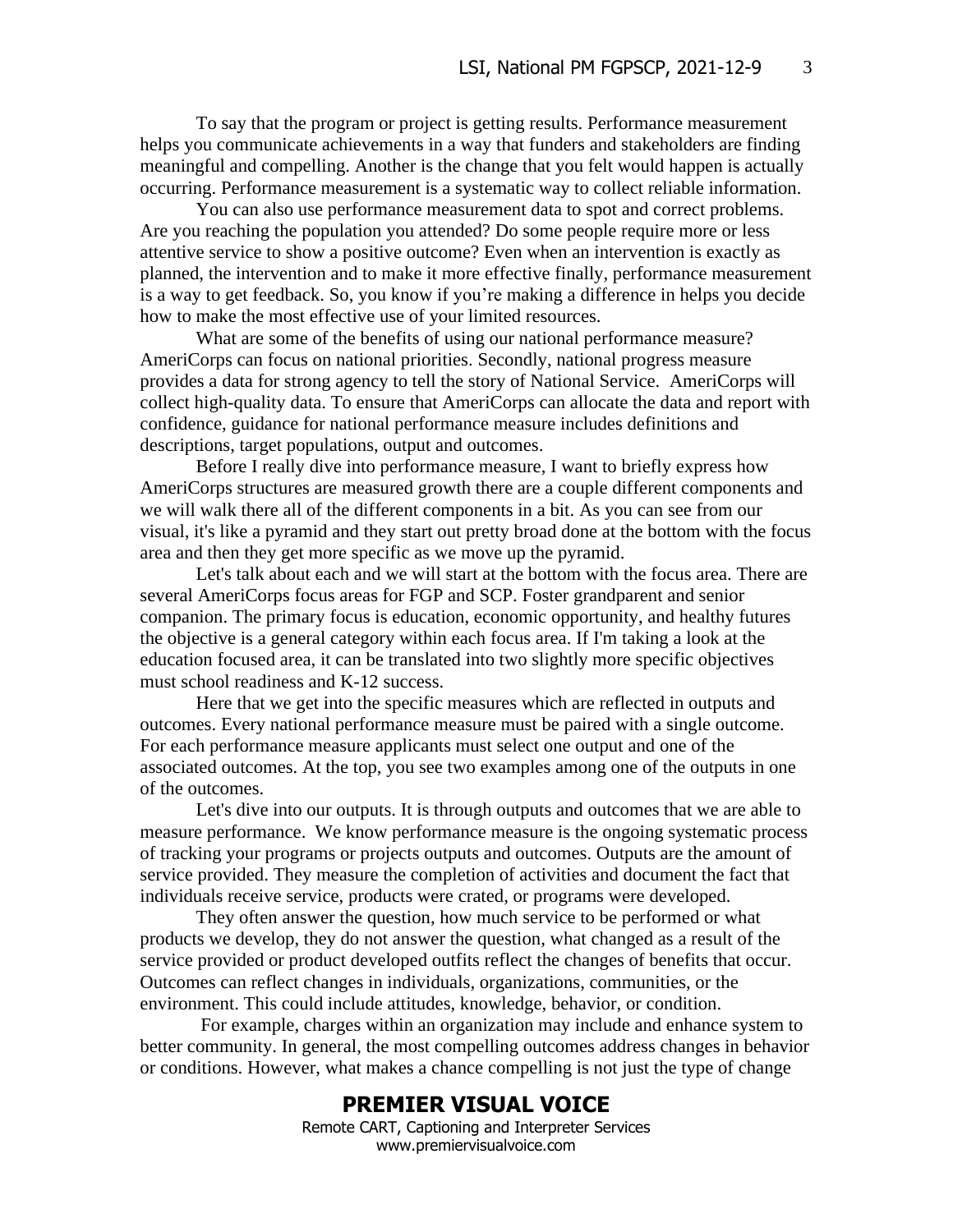To say that the program or project is getting results. Performance measurement helps you communicate achievements in a way that funders and stakeholders are finding meaningful and compelling. Another is the change that you felt would happen is actually occurring. Performance measurement is a systematic way to collect reliable information.

You can also use performance measurement data to spot and correct problems. Are you reaching the population you attended? Do some people require more or less attentive service to show a positive outcome? Even when an intervention is exactly as planned, the intervention and to make it more effective finally, performance measurement is a way to get feedback. So, you know if you're making a difference in helps you decide how to make the most effective use of your limited resources.

What are some of the benefits of using our national performance measure? AmeriCorps can focus on national priorities. Secondly, national progress measure provides a data for strong agency to tell the story of National Service. AmeriCorps will collect high-quality data. To ensure that AmeriCorps can allocate the data and report with confidence, guidance for national performance measure includes definitions and descriptions, target populations, output and outcomes.

Before I really dive into performance measure, I want to briefly express how AmeriCorps structures are measured growth there are a couple different components and we will walk there all of the different components in a bit. As you can see from our visual, it's like a pyramid and they start out pretty broad done at the bottom with the focus area and then they get more specific as we move up the pyramid.

Let's talk about each and we will start at the bottom with the focus area. There are several AmeriCorps focus areas for FGP and SCP. Foster grandparent and senior companion. The primary focus is education, economic opportunity, and healthy futures the objective is a general category within each focus area. If I'm taking a look at the education focused area, it can be translated into two slightly more specific objectives must school readiness and K-12 success.

Here that we get into the specific measures which are reflected in outputs and outcomes. Every national performance measure must be paired with a single outcome. For each performance measure applicants must select one output and one of the associated outcomes. At the top, you see two examples among one of the outputs in one of the outcomes.

Let's dive into our outputs. It is through outputs and outcomes that we are able to measure performance. We know performance measure is the ongoing systematic process of tracking your programs or projects outputs and outcomes. Outputs are the amount of service provided. They measure the completion of activities and document the fact that individuals receive service, products were crated, or programs were developed.

They often answer the question, how much service to be performed or what products we develop, they do not answer the question, what changed as a result of the service provided or product developed outfits reflect the changes of benefits that occur. Outcomes can reflect changes in individuals, organizations, communities, or the environment. This could include attitudes, knowledge, behavior, or condition.

For example, charges within an organization may include and enhance system to better community. In general, the most compelling outcomes address changes in behavior or conditions. However, what makes a chance compelling is not just the type of change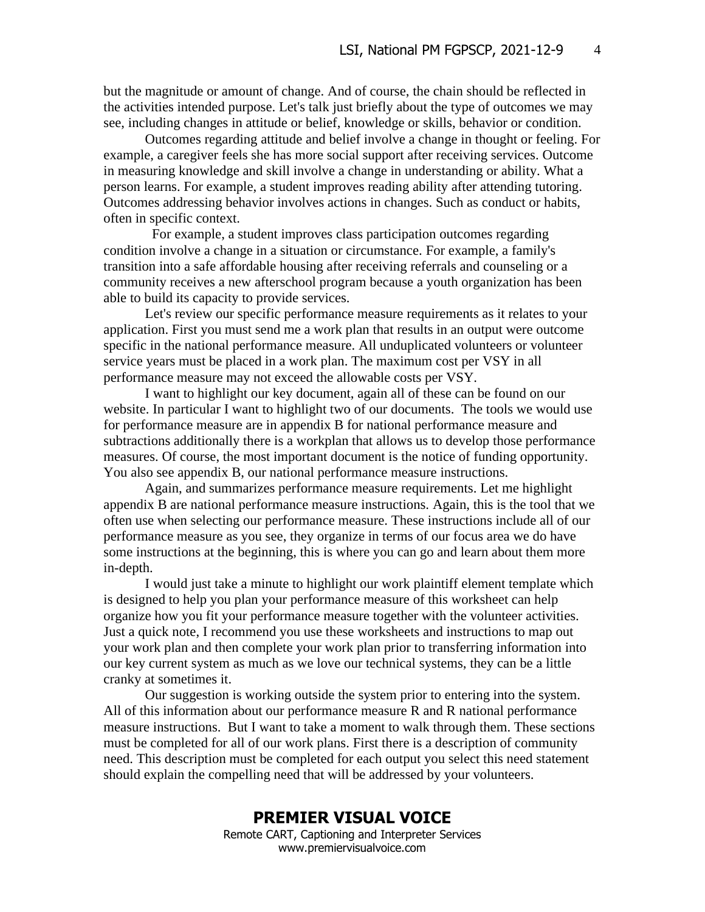but the magnitude or amount of change. And of course, the chain should be reflected in the activities intended purpose. Let's talk just briefly about the type of outcomes we may see, including changes in attitude or belief, knowledge or skills, behavior or condition.

Outcomes regarding attitude and belief involve a change in thought or feeling. For example, a caregiver feels she has more social support after receiving services. Outcome in measuring knowledge and skill involve a change in understanding or ability. What a person learns. For example, a student improves reading ability after attending tutoring. Outcomes addressing behavior involves actions in changes. Such as conduct or habits, often in specific context.

For example, a student improves class participation outcomes regarding condition involve a change in a situation or circumstance. For example, a family's transition into a safe affordable housing after receiving referrals and counseling or a community receives a new afterschool program because a youth organization has been able to build its capacity to provide services.

Let's review our specific performance measure requirements as it relates to your application. First you must send me a work plan that results in an output were outcome specific in the national performance measure. All unduplicated volunteers or volunteer service years must be placed in a work plan. The maximum cost per VSY in all performance measure may not exceed the allowable costs per VSY.

I want to highlight our key document, again all of these can be found on our website. In particular I want to highlight two of our documents. The tools we would use for performance measure are in appendix B for national performance measure and subtractions additionally there is a workplan that allows us to develop those performance measures. Of course, the most important document is the notice of funding opportunity. You also see appendix B, our national performance measure instructions.

Again, and summarizes performance measure requirements. Let me highlight appendix B are national performance measure instructions. Again, this is the tool that we often use when selecting our performance measure. These instructions include all of our performance measure as you see, they organize in terms of our focus area we do have some instructions at the beginning, this is where you can go and learn about them more in-depth.

I would just take a minute to highlight our work plaintiff element template which is designed to help you plan your performance measure of this worksheet can help organize how you fit your performance measure together with the volunteer activities. Just a quick note, I recommend you use these worksheets and instructions to map out your work plan and then complete your work plan prior to transferring information into our key current system as much as we love our technical systems, they can be a little cranky at sometimes it.

Our suggestion is working outside the system prior to entering into the system. All of this information about our performance measure R and R national performance measure instructions. But I want to take a moment to walk through them. These sections must be completed for all of our work plans. First there is a description of community need. This description must be completed for each output you select this need statement should explain the compelling need that will be addressed by your volunteers.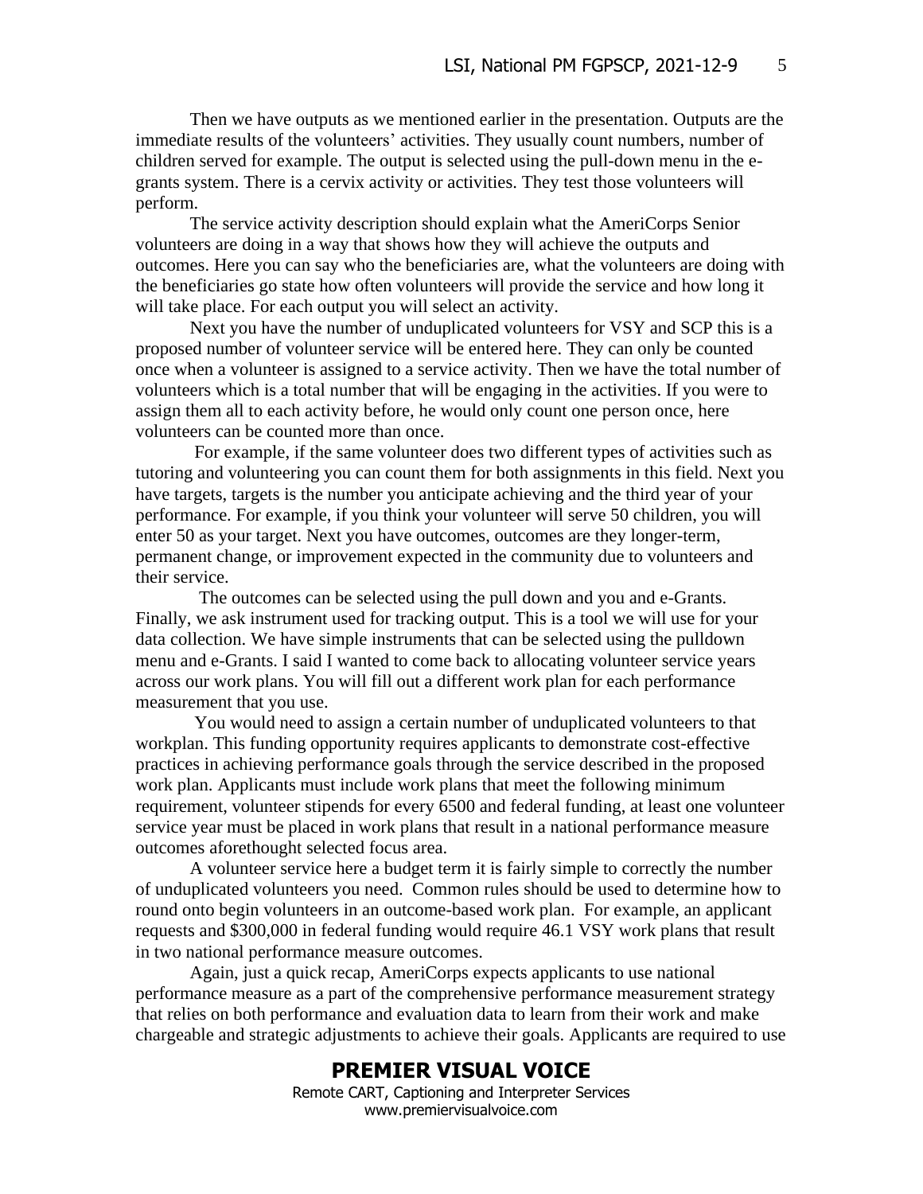Then we have outputs as we mentioned earlier in the presentation. Outputs are the immediate results of the volunteers' activities. They usually count numbers, number of children served for example. The output is selected using the pull-down menu in the e-grants system. There is a cervix activity or activities. They test those volunteers will perform.

The service activity description should explain what the AmeriCorps Senior volunteers are doing in a way that shows how they will achieve the outputs and outcomes. Here you can say who the beneficiaries are, what the volunteers are doing with the beneficiaries go state how often volunteers will provide the service and how long it will take place. For each output you will select an activity.

Next you have the number of unduplicated volunteers for VSY and SCP this is a proposed number of volunteer service will be entered here. They can only be counted once when a volunteer is assigned to a service activity. Then we have the total number of volunteers which is a total number that will be engaging in the activities. If you were to assign them all to each activity before, he would only count one person once, here volunteers can be counted more than once.

For example, if the same volunteer does two different types of activities such as tutoring and volunteering you can count them for both assignments in this field. Next you have targets, targets is the number you anticipate achieving and the third year of your performance. For example, if you think your volunteer will serve 50 children, you will enter 50 as your target. Next you have outcomes, outcomes are they longer-term, permanent change, or improvement expected in the community due to volunteers and their service.

The outcomes can be selected using the pull down and you and e-Grants. Finally, we ask instrument used for tracking output. This is a tool we will use for your data collection. We have simple instruments that can be selected using the pulldown menu and e-Grants. I said I wanted to come back to allocating volunteer service years across our work plans. You will fill out a different work plan for each performance measurement that you use.

You would need to assign a certain number of unduplicated volunteers to that workplan. This funding opportunity requires applicants to demonstrate cost-effective practices in achieving performance goals through the service described in the proposed work plan. Applicants must include work plans that meet the following minimum requirement, volunteer stipends for every 6500 and federal funding, at least one volunteer service year must be placed in work plans that result in a national performance measure outcomes aforethought selected focus area.

A volunteer service here a budget term it is fairly simple to correctly the number of unduplicated volunteers you need. Common rules should be used to determine how to round onto begin volunteers in an outcome-based work plan. For example, an applicant requests and $300,000 in federal funding would require 46.1 VSY work plans that result in two national performance measure outcomes.

Again, just a quick recap, AmeriCorps expects applicants to use national performance measure as a part of the comprehensive performance measurement strategy that relies on both performance and evaluation data to learn from their work and make chargeable and strategic adjustments to achieve their goals. Applicants are required to use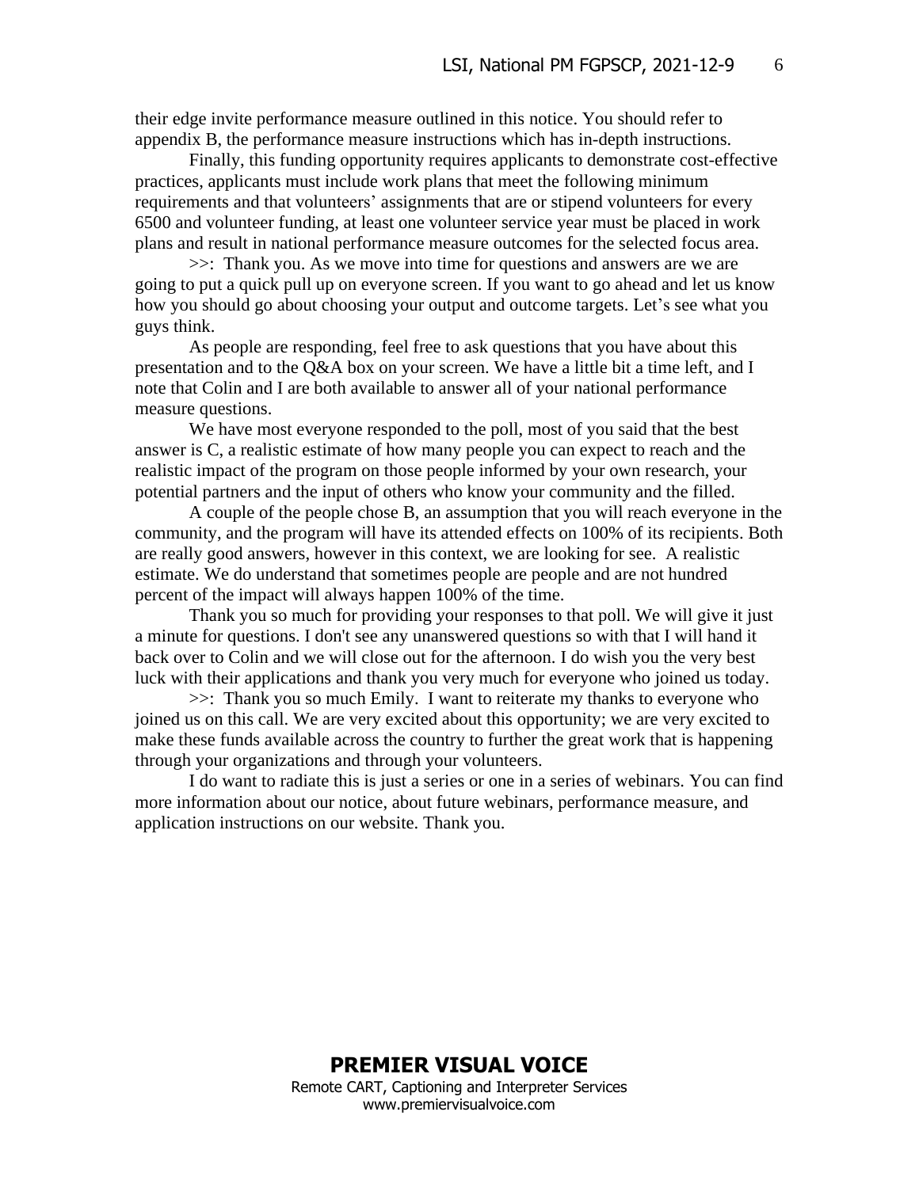their edge invite performance measure outlined in this notice. You should refer to appendix B, the performance measure instructions which has in-depth instructions.

Finally, this funding opportunity requires applicants to demonstrate cost-effective practices, applicants must include work plans that meet the following minimum requirements and that volunteers' assignments that are or stipend volunteers for every 6500 and volunteer funding, at least one volunteer service year must be placed in work plans and result in national performance measure outcomes for the selected focus area.

>>: Thank you. As we move into time for questions and answers are we are going to put a quick pull up on everyone screen. If you want to go ahead and let us know how you should go about choosing your output and outcome targets. Let's see what you guys think.

As people are responding, feel free to ask questions that you have about this presentation and to the Q&A box on your screen. We have a little bit a time left, and I note that Colin and I are both available to answer all of your national performance measure questions.

We have most everyone responded to the poll, most of you said that the best answer is C, a realistic estimate of how many people you can expect to reach and the realistic impact of the program on those people informed by your own research, your potential partners and the input of others who know your community and the filled.

A couple of the people chose B, an assumption that you will reach everyone in the community, and the program will have its attended effects on 100% of its recipients. Both are really good answers, however in this context, we are looking for see. A realistic estimate. We do understand that sometimes people are people and are not hundred percent of the impact will always happen 100% of the time.

Thank you so much for providing your responses to that poll. We will give it just a minute for questions. I don't see any unanswered questions so with that I will hand it back over to Colin and we will close out for the afternoon. I do wish you the very best luck with their applications and thank you very much for everyone who joined us today.

>>: Thank you so much Emily. I want to reiterate my thanks to everyone who joined us on this call. We are very excited about this opportunity; we are very excited to make these funds available across the country to further the great work that is happening through your organizations and through your volunteers.

I do want to radiate this is just a series or one in a series of webinars. You can find more information about our notice, about future webinars, performance measure, and application instructions on our website. Thank you.